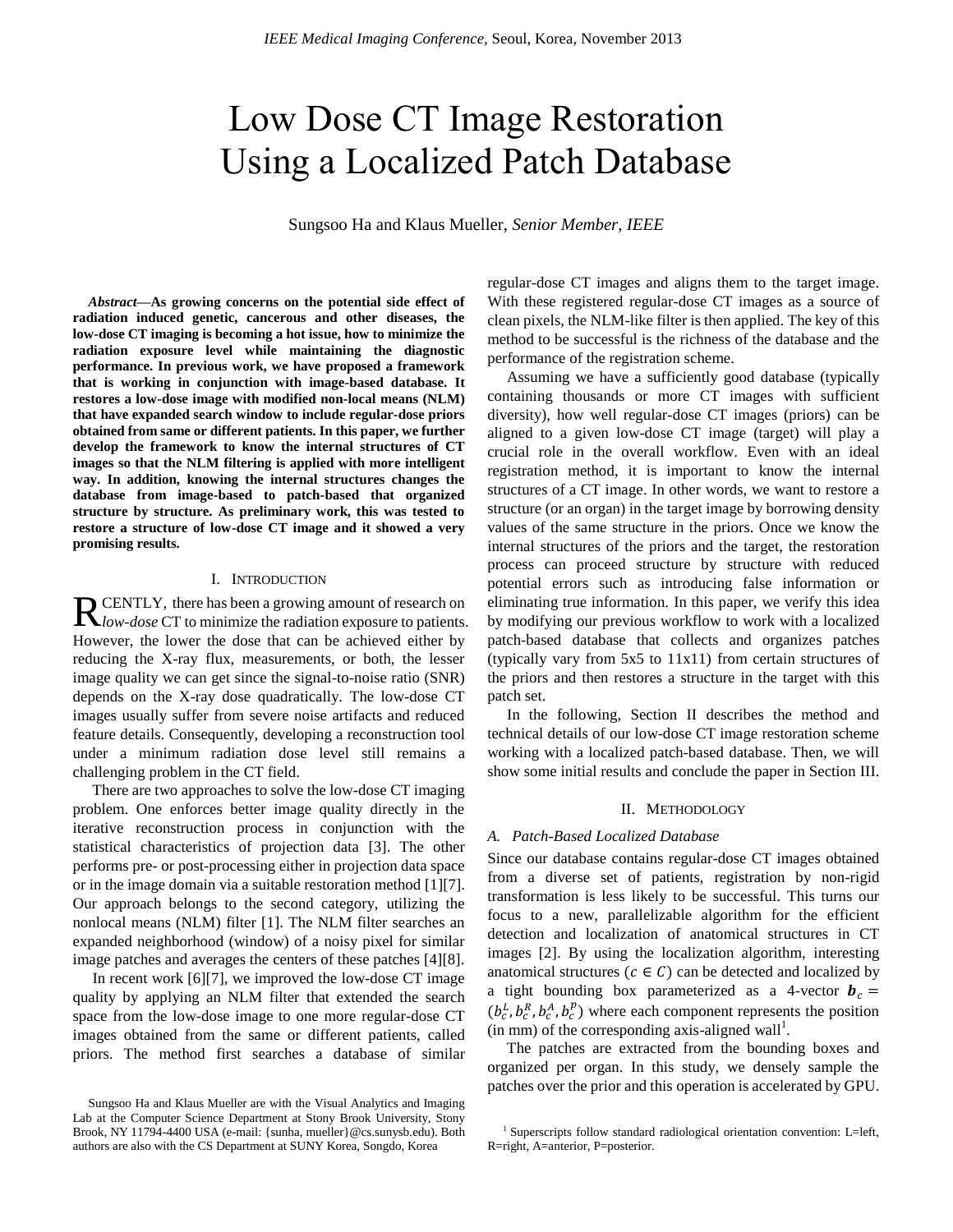# Low Dose CT Image Restoration Using a Localized Patch Database

Sungsoo Ha and Klaus Mueller, *Senior Member, IEEE*

***Abstract*—As growing concerns on the potential side effect of radiation induced genetic, cancerous and other diseases, the low-dose CT imaging is becoming a hot issue, how to minimize the radiation exposure level while maintaining the diagnostic performance. In previous work, we have proposed a framework that is working in conjunction with image-based database. It restores a low-dose image with modified non-local means (NLM) that have expanded search window to include regular-dose priors obtained from same or different patients. In this paper, we further develop the framework to know the internal structures of CT images so that the NLM filtering is applied with more intelligent way. In addition, knowing the internal structures changes the database from image-based to patch-based that organized structure by structure. As preliminary work, this was tested to restore a structure of low-dose CT image and it showed a very promising results.**

## I. Introduction

RECENTLY, there has been a growing amount of research on *low-dose* CT to minimize the radiation exposure to patients. However, the lower the dose that can be achieved either by reducing the X-ray flux, measurements, or both, the lesser image quality we can get since the signal-to-noise ratio (SNR) depends on the X-ray dose quadratically. The low-dose CT images usually suffer from severe noise artifacts and reduced feature details. Consequently, developing a reconstruction tool under a minimum radiation dose level still remains a challenging problem in the CT field.

There are two approaches to solve the low-dose CT imaging problem. One enforces better image quality directly in the iterative reconstruction process in conjunction with the statistical characteristics of projection data [3]. The other performs pre- or post-processing either in projection data space or in the image domain via a suitable restoration method [1][7]. Our approach belongs to the second category, utilizing the nonlocal means (NLM) filter [1]. The NLM filter searches an expanded neighborhood (window) of a noisy pixel for similar image patches and averages the centers of these patches [4][8].

In recent work [6][7], we improved the low-dose CT image quality by applying an NLM filter that extended the search space from the low-dose image to one more regular-dose CT images obtained from the same or different patients, called priors. The method first searches a database of similar regular-dose CT images and aligns them to the target image. With these registered regular-dose CT images as a source of clean pixels, the NLM-like filter is then applied. The key of this method to be successful is the richness of the database and the performance of the registration scheme.

Assuming we have a sufficiently good database (typically containing thousands or more CT images with sufficient diversity), how well regular-dose CT images (priors) can be aligned to a given low-dose CT image (target) will play a crucial role in the overall workflow. Even with an ideal registration method, it is important to know the internal structures of a CT image. In other words, we want to restore a structure (or an organ) in the target image by borrowing density values of the same structure in the priors. Once we know the internal structures of the priors and the target, the restoration process can proceed structure by structure with reduced potential errors such as introducing false information or eliminating true information. In this paper, we verify this idea by modifying our previous workflow to work with a localized patch-based database that collects and organizes patches (typically vary from 5x5 to 11x11) from certain structures of the priors and then restores a structure in the target with this patch set.

In the following, Section II describes the method and technical details of our low-dose CT image restoration scheme working with a localized patch-based database. Then, we will show some initial results and conclude the paper in Section III.

## II. Methodology

### A. Patch-Based Localized Database

Since our database contains regular-dose CT images obtained from a diverse set of patients, registration by non-rigid transformation is less likely to be successful. This turns our focus to a new, parallelizable algorithm for the efficient detection and localization of anatomical structures in CT images [2]. By using the localization algorithm, interesting anatomical structures ($c \in C$) can be detected and localized by a tight bounding box parameterized as a 4-vector $\boldsymbol{b}_c = (b_c^L, b_c^R, b_c^A, b_c^P)$ where each component represents the position (in mm) of the corresponding axis-aligned wall[1].

The patches are extracted from the bounding boxes and organized per organ. In this study, we densely sample the patches over the prior and this operation is accelerated by GPU.

Sungsoo Ha and Klaus Mueller are with the Visual Analytics and Imaging Lab at the Computer Science Department at Stony Brook University, Stony Brook, NY 11794-4400 USA (e-mail: {sunha, mueller}@cs.sunysb.edu). Both authors are also with the CS Department at SUNY Korea, Songdo, Korea

[1] Superscripts follow standard radiological orientation convention: L=left, R=right, A=anterior, P=posterior.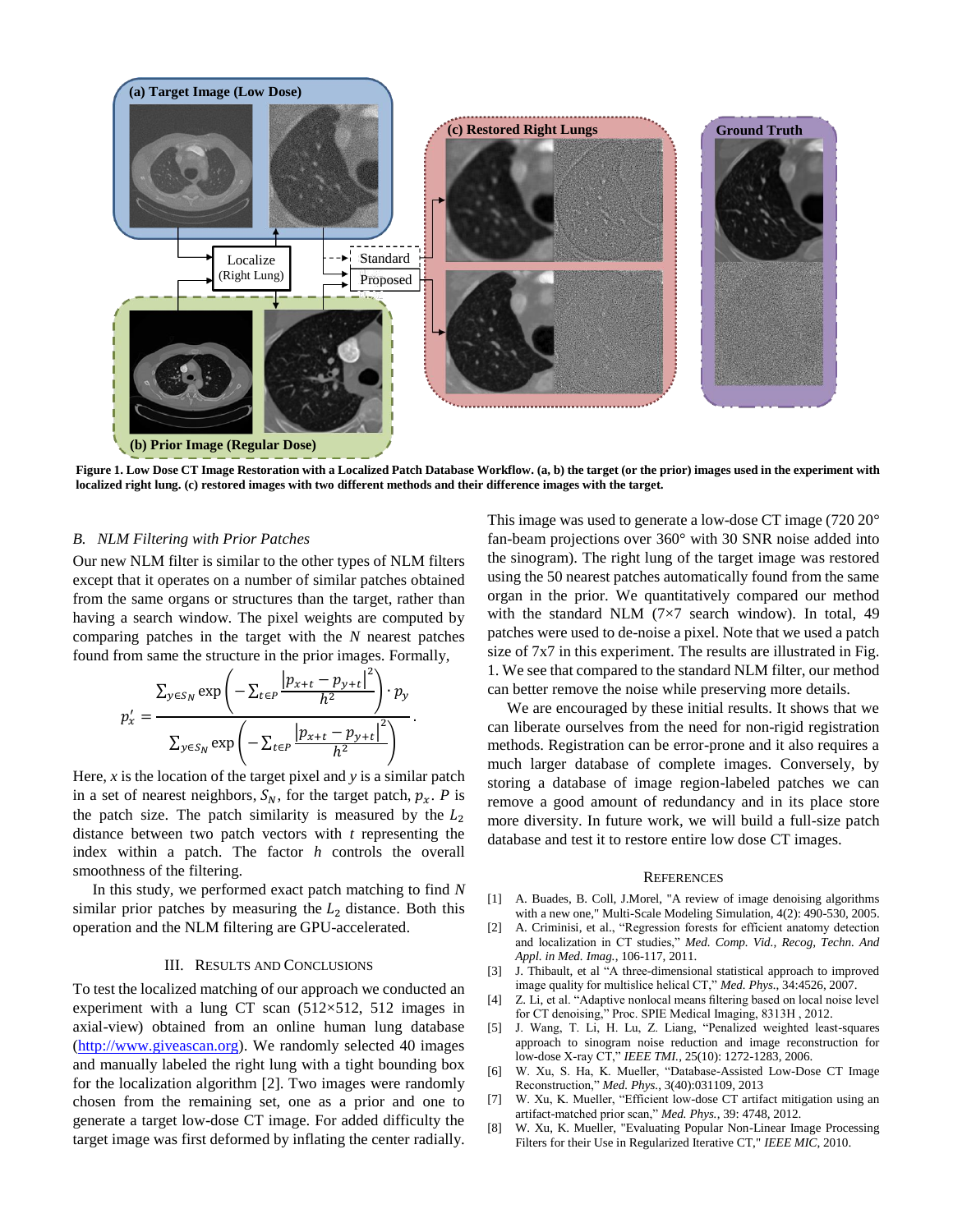(a) Target Image (Low Dose)

Localize
(Right Lung)

Standard

Proposed

(c) Restored Right Lungs

Ground Truth

(b) Prior Image (Regular Dose)

**Figure 1. Low Dose CT Image Restoration with a Localized Patch Database Workflow. (a, b) the target (or the prior) images used in the experiment with localized right lung. (c) restored images with two different methods and their difference images with the target.**

### *B. NLM Filtering with Prior Patches*

Our new NLM filter is similar to the other types of NLM filters except that it operates on a number of similar patches obtained from the same organs or structures than the target, rather than having a search window. The pixel weights are computed by comparing patches in the target with the *N* nearest patches found from same the structure in the prior images. Formally,

$$p'_x = \frac{\sum_{y \in S_N} \exp\left(-\sum_{t \in P} \frac{|p_{x+t} - p_{y+t}|^2}{h^2}\right) \cdot p_y}{\sum_{y \in S_N} \exp\left(-\sum_{t \in P} \frac{|p_{x+t} - p_{y+t}|^2}{h^2}\right)}.$$

Here, $x$ is the location of the target pixel and $y$ is a similar patch in a set of nearest neighbors, $S_N$, for the target patch, $p_x$. $P$ is the patch size. The patch similarity is measured by the $L_2$ distance between two patch vectors with $t$ representing the index within a patch. The factor $h$ controls the overall smoothness of the filtering.

In this study, we performed exact patch matching to find $N$ similar prior patches by measuring the $L_2$ distance. Both this operation and the NLM filtering are GPU-accelerated.

## III. Results and Conclusions

To test the localized matching of our approach we conducted an experiment with a lung CT scan (512×512, 512 images in axial-view) obtained from an online human lung database (http://www.giveascan.org). We randomly selected 40 images and manually labeled the right lung with a tight bounding box for the localization algorithm [2]. Two images were randomly chosen from the remaining set, one as a prior and one to generate a target low-dose CT image. For added difficulty the target image was first deformed by inflating the center radially. This image was used to generate a low-dose CT image (720 20° fan-beam projections over 360° with 30 SNR noise added into the sinogram). The right lung of the target image was restored using the 50 nearest patches automatically found from the same organ in the prior. We quantitatively compared our method with the standard NLM (7×7 search window). In total, 49 patches were used to de-noise a pixel. Note that we used a patch size of 7x7 in this experiment. The results are illustrated in Fig. 1. We see that compared to the standard NLM filter, our method can better remove the noise while preserving more details.

We are encouraged by these initial results. It shows that we can liberate ourselves from the need for non-rigid registration methods. Registration can be error-prone and it also requires a much larger database of complete images. Conversely, by storing a database of image region-labeled patches we can remove a good amount of redundancy and in its place store more diversity. In future work, we will build a full-size patch database and test it to restore entire low dose CT images.

## References

[1] A. Buades, B. Coll, J.Morel, "A review of image denoising algorithms with a new one," Multi-Scale Modeling Simulation, 4(2): 490-530, 2005.

[2] A. Criminisi, et al., "Regression forests for efficient anatomy detection and localization in CT studies," *Med. Comp. Vid., Recog, Techn. And Appl. in Med. Imag.*, 106-117, 2011.

[3] J. Thibault, et al "A three-dimensional statistical approach to improved image quality for multislice helical CT," *Med. Phys.*, 34:4526, 2007.

[4] Z. Li, et al. "Adaptive nonlocal means filtering based on local noise level for CT denoising," Proc. SPIE Medical Imaging, 8313H , 2012.

[5] J. Wang, T. Li, H. Lu, Z. Liang, "Penalized weighted least-squares approach to sinogram noise reduction and image reconstruction for low-dose X-ray CT," *IEEE TMI.*, 25(10): 1272-1283, 2006.

[6] W. Xu, S. Ha, K. Mueller, "Database-Assisted Low-Dose CT Image Reconstruction," *Med. Phys.*, 3(40):031109, 2013

[7] W. Xu, K. Mueller, "Efficient low-dose CT artifact mitigation using an artifact-matched prior scan," *Med. Phys.*, 39: 4748, 2012.

[8] W. Xu, K. Mueller, "Evaluating Popular Non-Linear Image Processing Filters for their Use in Regularized Iterative CT," *IEEE MIC*, 2010.